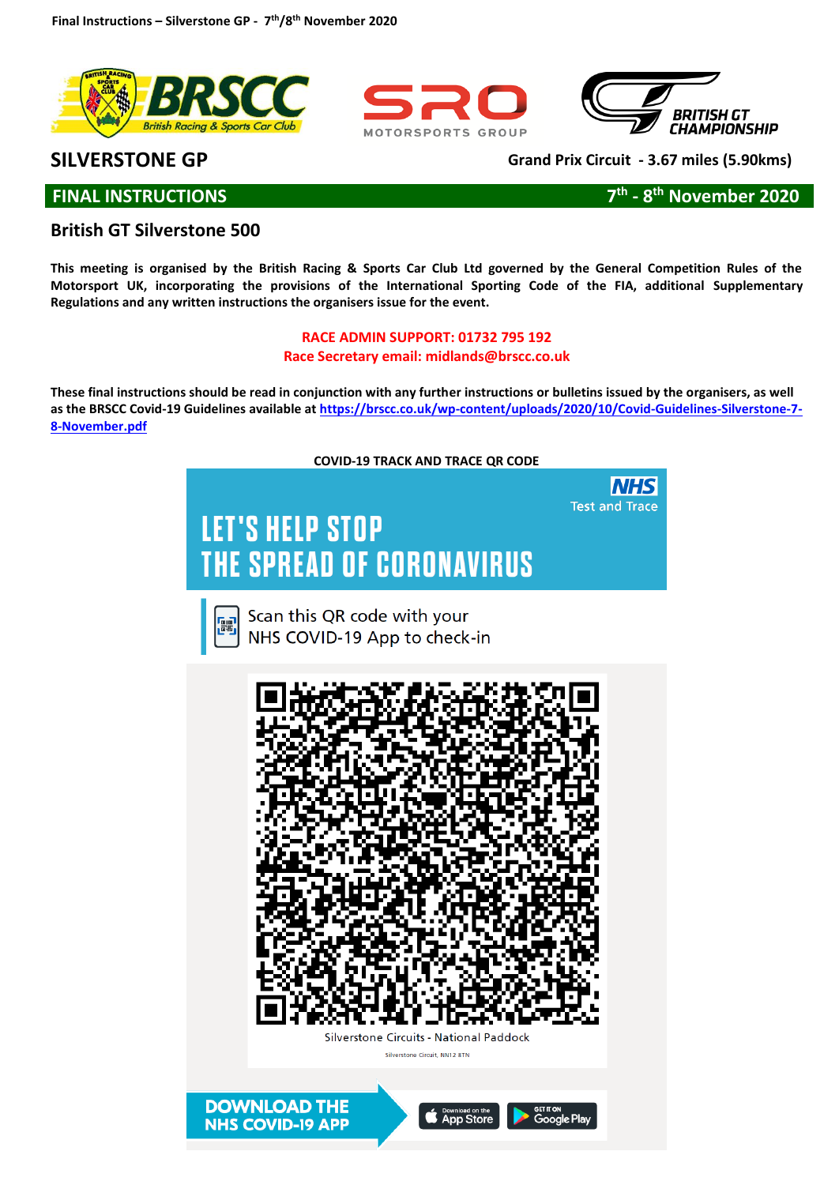# SILVERSTONE GP

**Grand Prix Circuit - 3.67 miles (5.90kms)**

## FINAL INSTRUCTIONS

**7th - 8th November 2020**

## British GT Silverstone 500

**This meeting is organised by the British Racing & Sports Car Club Ltd governed by the General Competition Rules of the Motorsport UK, incorporating the provisions of the International Sporting Code of the FIA, additional Supplementary Regulations and any written instructions the organisers issue for the event.**

**RACE ADMIN SUPPORT: 01732 795 192**
**Race Secretary email: midlands@brscc.co.uk**

**These final instructions should be read in conjunction with any further instructions or bulletins issued by the organisers, as well as the BRSCC Covid-19 Guidelines available at https://brscc.co.uk/wp-content/uploads/2020/10/Covid-Guidelines-Silverstone-7-8-November.pdf**

**COVID-19 TRACK AND TRACE QR CODE**

NHS Test and Trace

LET'S HELP STOP THE SPREAD OF CORONAVIRUS

Scan this QR code with your NHS COVID-19 App to check-in

Silverstone Circuits - National Paddock

Silverstone Circuit, NN12 8TN

DOWNLOAD THE NHS COVID-19 APP

Download on the App Store | GET IT ON Google Play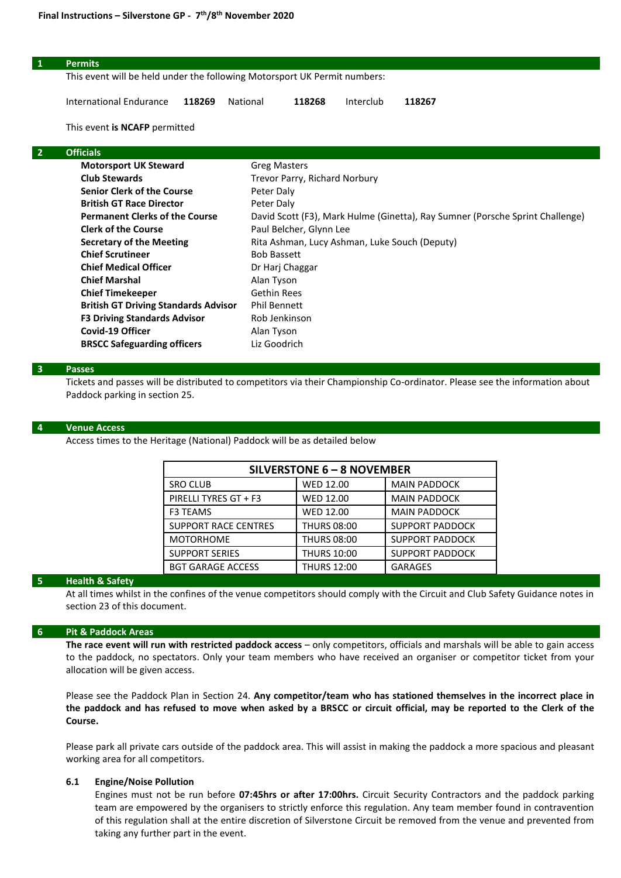**Final Instructions – Silverstone GP - 7th/8th November 2020**

## 1 Permits

This event will be held under the following Motorsport UK Permit numbers:

International Endurance **118269** National **118268** Interclub **118267**

This event **is NCAFP** permitted

## 2 Officials

| | |
|---|---|
| **Motorsport UK Steward** | Greg Masters |
| **Club Stewards** | Trevor Parry, Richard Norbury |
| **Senior Clerk of the Course** | Peter Daly |
| **British GT Race Director** | Peter Daly |
| **Permanent Clerks of the Course** | David Scott (F3), Mark Hulme (Ginetta), Ray Sumner (Porsche Sprint Challenge) |
| **Clerk of the Course** | Paul Belcher, Glynn Lee |
| **Secretary of the Meeting** | Rita Ashman, Lucy Ashman, Luke Souch (Deputy) |
| **Chief Scrutineer** | Bob Bassett |
| **Chief Medical Officer** | Dr Harj Chaggar |
| **Chief Marshal** | Alan Tyson |
| **Chief Timekeeper** | Gethin Rees |
| **British GT Driving Standards Advisor** | Phil Bennett |
| **F3 Driving Standards Advisor** | Rob Jenkinson |
| **Covid-19 Officer** | Alan Tyson |
| **BRSCC Safeguarding officers** | Liz Goodrich |

## 3 Passes

Tickets and passes will be distributed to competitors via their Championship Co-ordinator. Please see the information about Paddock parking in section 25.

## 4 Venue Access

Access times to the Heritage (National) Paddock will be as detailed below

| SILVERSTONE 6 – 8 NOVEMBER | | |
|---|---|---|
| SRO CLUB | WED 12.00 | MAIN PADDOCK |
| PIRELLI TYRES GT + F3 | WED 12.00 | MAIN PADDOCK |
| F3 TEAMS | WED 12.00 | MAIN PADDOCK |
| SUPPORT RACE CENTRES | THURS 08:00 | SUPPORT PADDOCK |
| MOTORHOME | THURS 08:00 | SUPPORT PADDOCK |
| SUPPORT SERIES | THURS 10:00 | SUPPORT PADDOCK |
| BGT GARAGE ACCESS | THURS 12:00 | GARAGES |

## 5 Health & Safety

At all times whilst in the confines of the venue competitors should comply with the Circuit and Club Safety Guidance notes in section 23 of this document.

## 6 Pit & Paddock Areas

**The race event will run with restricted paddock access** – only competitors, officials and marshals will be able to gain access to the paddock, no spectators. Only your team members who have received an organiser or competitor ticket from your allocation will be given access.

Please see the Paddock Plan in Section 24. **Any competitor/team who has stationed themselves in the incorrect place in the paddock and has refused to move when asked by a BRSCC or circuit official, may be reported to the Clerk of the Course.**

Please park all private cars outside of the paddock area. This will assist in making the paddock a more spacious and pleasant working area for all competitors.

### 6.1 Engine/Noise Pollution

Engines must not be run before **07:45hrs or after 17:00hrs.** Circuit Security Contractors and the paddock parking team are empowered by the organisers to strictly enforce this regulation. Any team member found in contravention of this regulation shall at the entire discretion of Silverstone Circuit be removed from the venue and prevented from taking any further part in the event.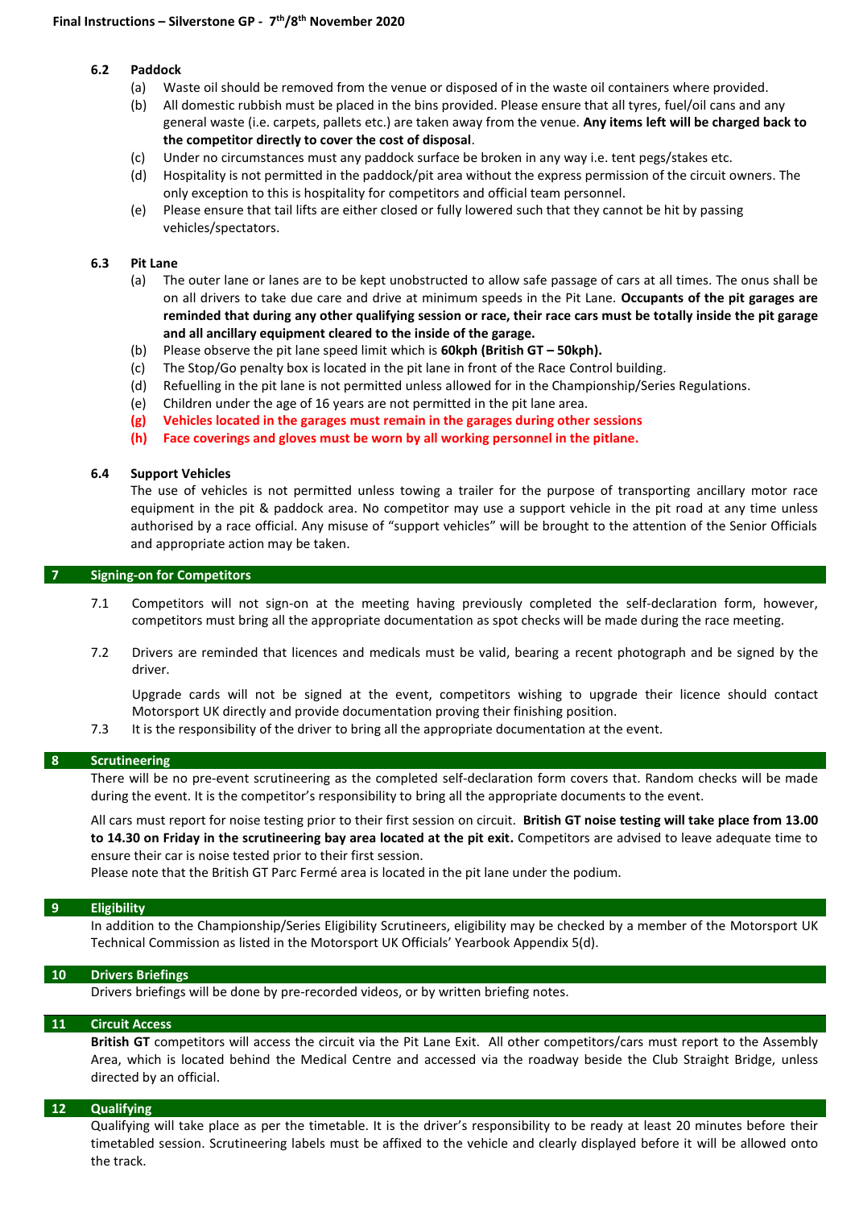### 6.2 Paddock

(a) Waste oil should be removed from the venue or disposed of in the waste oil containers where provided.

(b) All domestic rubbish must be placed in the bins provided. Please ensure that all tyres, fuel/oil cans and any general waste (i.e. carpets, pallets etc.) are taken away from the venue. **Any items left will be charged back to the competitor directly to cover the cost of disposal**.

(c) Under no circumstances must any paddock surface be broken in any way i.e. tent pegs/stakes etc.

(d) Hospitality is not permitted in the paddock/pit area without the express permission of the circuit owners. The only exception to this is hospitality for competitors and official team personnel.

(e) Please ensure that tail lifts are either closed or fully lowered such that they cannot be hit by passing vehicles/spectators.

### 6.3 Pit Lane

(a) The outer lane or lanes are to be kept unobstructed to allow safe passage of cars at all times. The onus shall be on all drivers to take due care and drive at minimum speeds in the Pit Lane. **Occupants of the pit garages are reminded that during any other qualifying session or race, their race cars must be totally inside the pit garage and all ancillary equipment cleared to the inside of the garage.**

(b) Please observe the pit lane speed limit which is **60kph (British GT – 50kph).**

(c) The Stop/Go penalty box is located in the pit lane in front of the Race Control building.

(d) Refuelling in the pit lane is not permitted unless allowed for in the Championship/Series Regulations.

(e) Children under the age of 16 years are not permitted in the pit lane area.

**(g) Vehicles located in the garages must remain in the garages during other sessions**

**(h) Face coverings and gloves must be worn by all working personnel in the pitlane.**

### 6.4 Support Vehicles

The use of vehicles is not permitted unless towing a trailer for the purpose of transporting ancillary motor race equipment in the pit & paddock area. No competitor may use a support vehicle in the pit road at any time unless authorised by a race official. Any misuse of "support vehicles" will be brought to the attention of the Senior Officials and appropriate action may be taken.

## 7 Signing-on for Competitors

7.1 Competitors will not sign-on at the meeting having previously completed the self-declaration form, however, competitors must bring all the appropriate documentation as spot checks will be made during the race meeting.

7.2 Drivers are reminded that licences and medicals must be valid, bearing a recent photograph and be signed by the driver.

Upgrade cards will not be signed at the event, competitors wishing to upgrade their licence should contact Motorsport UK directly and provide documentation proving their finishing position.

7.3 It is the responsibility of the driver to bring all the appropriate documentation at the event.

## 8 Scrutineering

There will be no pre-event scrutineering as the completed self-declaration form covers that. Random checks will be made during the event. It is the competitor's responsibility to bring all the appropriate documents to the event.

All cars must report for noise testing prior to their first session on circuit. **British GT noise testing will take place from 13.00 to 14.30 on Friday in the scrutineering bay area located at the pit exit.** Competitors are advised to leave adequate time to ensure their car is noise tested prior to their first session.

Please note that the British GT Parc Fermé area is located in the pit lane under the podium.

## 9 Eligibility

In addition to the Championship/Series Eligibility Scrutineers, eligibility may be checked by a member of the Motorsport UK Technical Commission as listed in the Motorsport UK Officials' Yearbook Appendix 5(d).

## 10 Drivers Briefings

Drivers briefings will be done by pre-recorded videos, or by written briefing notes.

## 11 Circuit Access

**British GT** competitors will access the circuit via the Pit Lane Exit. All other competitors/cars must report to the Assembly Area, which is located behind the Medical Centre and accessed via the roadway beside the Club Straight Bridge, unless directed by an official.

## 12 Qualifying

Qualifying will take place as per the timetable. It is the driver's responsibility to be ready at least 20 minutes before their timetabled session. Scrutineering labels must be affixed to the vehicle and clearly displayed before it will be allowed onto the track.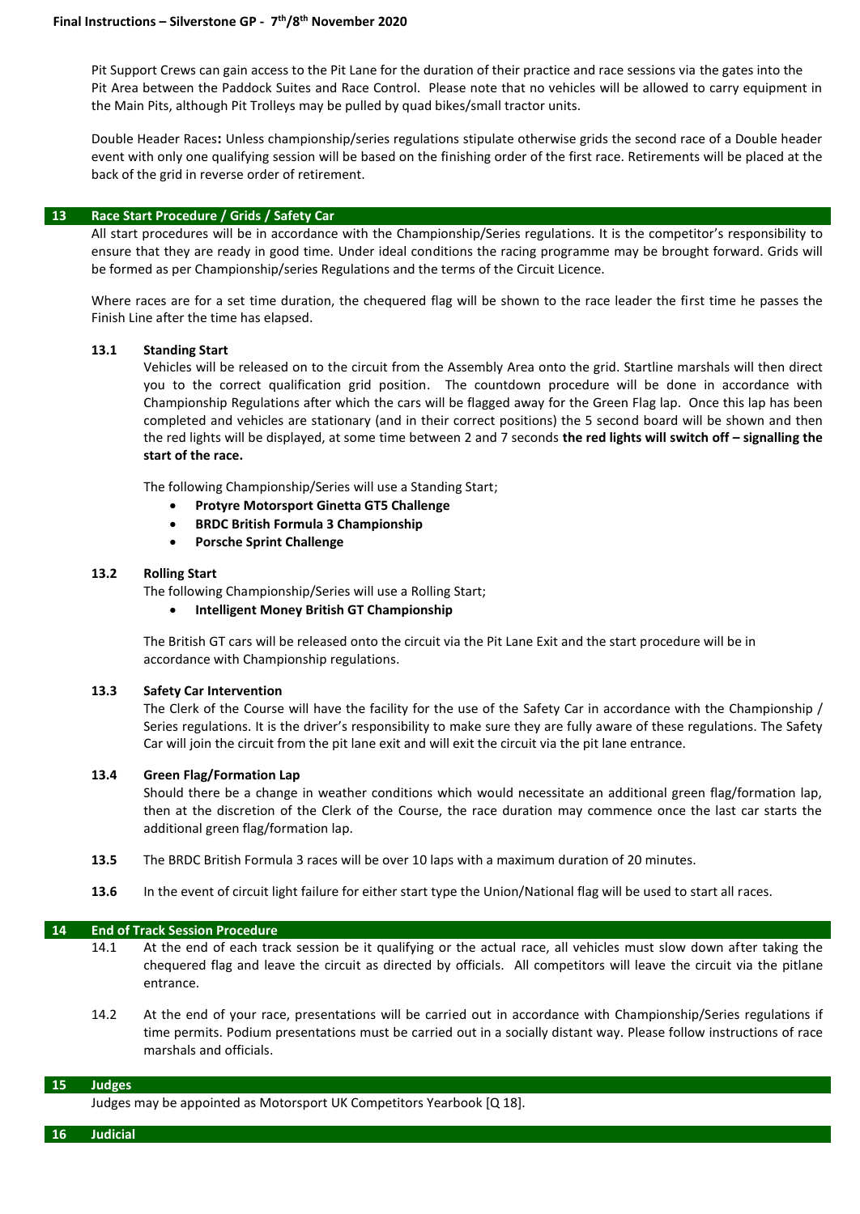Pit Support Crews can gain access to the Pit Lane for the duration of their practice and race sessions via the gates into the Pit Area between the Paddock Suites and Race Control. Please note that no vehicles will be allowed to carry equipment in the Main Pits, although Pit Trolleys may be pulled by quad bikes/small tractor units.

Double Header Races**:** Unless championship/series regulations stipulate otherwise grids the second race of a Double header event with only one qualifying session will be based on the finishing order of the first race. Retirements will be placed at the back of the grid in reverse order of retirement.

## 13 Race Start Procedure / Grids / Safety Car

All start procedures will be in accordance with the Championship/Series regulations. It is the competitor's responsibility to ensure that they are ready in good time. Under ideal conditions the racing programme may be brought forward. Grids will be formed as per Championship/series Regulations and the terms of the Circuit Licence.

Where races are for a set time duration, the chequered flag will be shown to the race leader the first time he passes the Finish Line after the time has elapsed.

### 13.1 Standing Start

Vehicles will be released on to the circuit from the Assembly Area onto the grid. Startline marshals will then direct you to the correct qualification grid position. The countdown procedure will be done in accordance with Championship Regulations after which the cars will be flagged away for the Green Flag lap. Once this lap has been completed and vehicles are stationary (and in their correct positions) the 5 second board will be shown and then the red lights will be displayed, at some time between 2 and 7 seconds **the red lights will switch off – signalling the start of the race.**

The following Championship/Series will use a Standing Start;

- **Protyre Motorsport Ginetta GT5 Challenge**
- **BRDC British Formula 3 Championship**
- **Porsche Sprint Challenge**

### 13.2 Rolling Start

The following Championship/Series will use a Rolling Start;

- **Intelligent Money British GT Championship**

The British GT cars will be released onto the circuit via the Pit Lane Exit and the start procedure will be in accordance with Championship regulations.

### 13.3 Safety Car Intervention

The Clerk of the Course will have the facility for the use of the Safety Car in accordance with the Championship / Series regulations. It is the driver's responsibility to make sure they are fully aware of these regulations. The Safety Car will join the circuit from the pit lane exit and will exit the circuit via the pit lane entrance.

### 13.4 Green Flag/Formation Lap

Should there be a change in weather conditions which would necessitate an additional green flag/formation lap, then at the discretion of the Clerk of the Course, the race duration may commence once the last car starts the additional green flag/formation lap.

**13.5** The BRDC British Formula 3 races will be over 10 laps with a maximum duration of 20 minutes.

**13.6** In the event of circuit light failure for either start type the Union/National flag will be used to start all races.

## 14 End of Track Session Procedure

14.1 At the end of each track session be it qualifying or the actual race, all vehicles must slow down after taking the chequered flag and leave the circuit as directed by officials. All competitors will leave the circuit via the pitlane entrance.

14.2 At the end of your race, presentations will be carried out in accordance with Championship/Series regulations if time permits. Podium presentations must be carried out in a socially distant way. Please follow instructions of race marshals and officials.

## 15 Judges

Judges may be appointed as Motorsport UK Competitors Yearbook [Q 18].

## 16 Judicial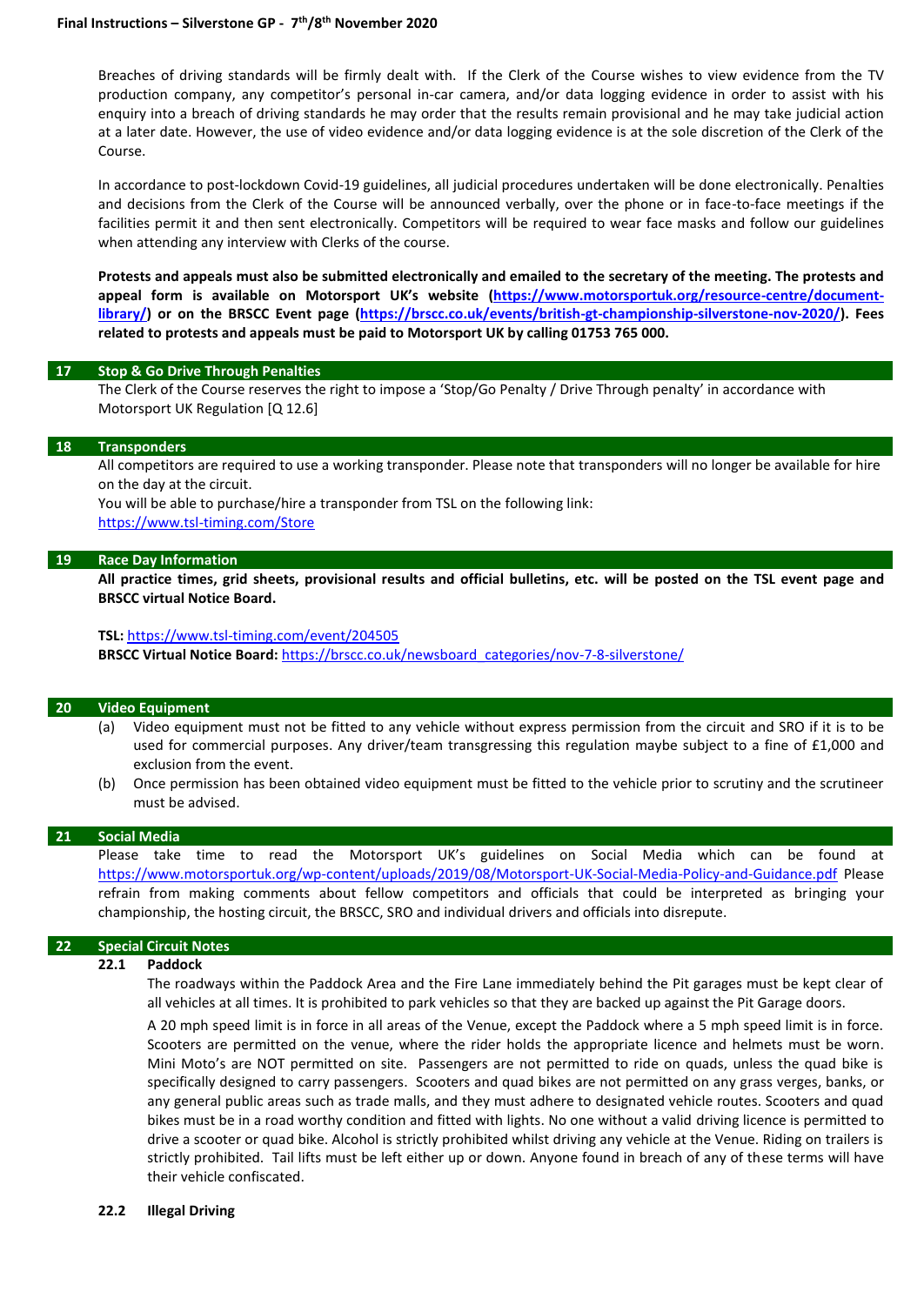Breaches of driving standards will be firmly dealt with. If the Clerk of the Course wishes to view evidence from the TV production company, any competitor's personal in-car camera, and/or data logging evidence in order to assist with his enquiry into a breach of driving standards he may order that the results remain provisional and he may take judicial action at a later date. However, the use of video evidence and/or data logging evidence is at the sole discretion of the Clerk of the Course.

In accordance to post-lockdown Covid-19 guidelines, all judicial procedures undertaken will be done electronically. Penalties and decisions from the Clerk of the Course will be announced verbally, over the phone or in face-to-face meetings if the facilities permit it and then sent electronically. Competitors will be required to wear face masks and follow our guidelines when attending any interview with Clerks of the course.

**Protests and appeals must also be submitted electronically and emailed to the secretary of the meeting. The protests and appeal form is available on Motorsport UK's website (https://www.motorsportuk.org/resource-centre/document-library/) or on the BRSCC Event page (https://brscc.co.uk/events/british-gt-championship-silverstone-nov-2020/). Fees related to protests and appeals must be paid to Motorsport UK by calling 01753 765 000.**

## 17 Stop & Go Drive Through Penalties

The Clerk of the Course reserves the right to impose a 'Stop/Go Penalty / Drive Through penalty' in accordance with Motorsport UK Regulation [Q 12.6]

## 18 Transponders

All competitors are required to use a working transponder. Please note that transponders will no longer be available for hire on the day at the circuit.

You will be able to purchase/hire a transponder from TSL on the following link:
https://www.tsl-timing.com/Store

## 19 Race Day Information

**All practice times, grid sheets, provisional results and official bulletins, etc. will be posted on the TSL event page and BRSCC virtual Notice Board.**

**TSL:** https://www.tsl-timing.com/event/204505
**BRSCC Virtual Notice Board:** https://brscc.co.uk/newsboard_categories/nov-7-8-silverstone/

## 20 Video Equipment

(a) Video equipment must not be fitted to any vehicle without express permission from the circuit and SRO if it is to be used for commercial purposes. Any driver/team transgressing this regulation maybe subject to a fine of £1,000 and exclusion from the event.

(b) Once permission has been obtained video equipment must be fitted to the vehicle prior to scrutiny and the scrutineer must be advised.

## 21 Social Media

Please take time to read the Motorsport UK's guidelines on Social Media which can be found at https://www.motorsportuk.org/wp-content/uploads/2019/08/Motorsport-UK-Social-Media-Policy-and-Guidance.pdf Please refrain from making comments about fellow competitors and officials that could be interpreted as bringing your championship, the hosting circuit, the BRSCC, SRO and individual drivers and officials into disrepute.

## 22 Special Circuit Notes

### 22.1 Paddock

The roadways within the Paddock Area and the Fire Lane immediately behind the Pit garages must be kept clear of all vehicles at all times. It is prohibited to park vehicles so that they are backed up against the Pit Garage doors.

A 20 mph speed limit is in force in all areas of the Venue, except the Paddock where a 5 mph speed limit is in force. Scooters are permitted on the venue, where the rider holds the appropriate licence and helmets must be worn. Mini Moto's are NOT permitted on site. Passengers are not permitted to ride on quads, unless the quad bike is specifically designed to carry passengers. Scooters and quad bikes are not permitted on any grass verges, banks, or any general public areas such as trade malls, and they must adhere to designated vehicle routes. Scooters and quad bikes must be in a road worthy condition and fitted with lights. No one without a valid driving licence is permitted to drive a scooter or quad bike. Alcohol is strictly prohibited whilst driving any vehicle at the Venue. Riding on trailers is strictly prohibited. Tail lifts must be left either up or down. Anyone found in breach of any of these terms will have their vehicle confiscated.

### 22.2 Illegal Driving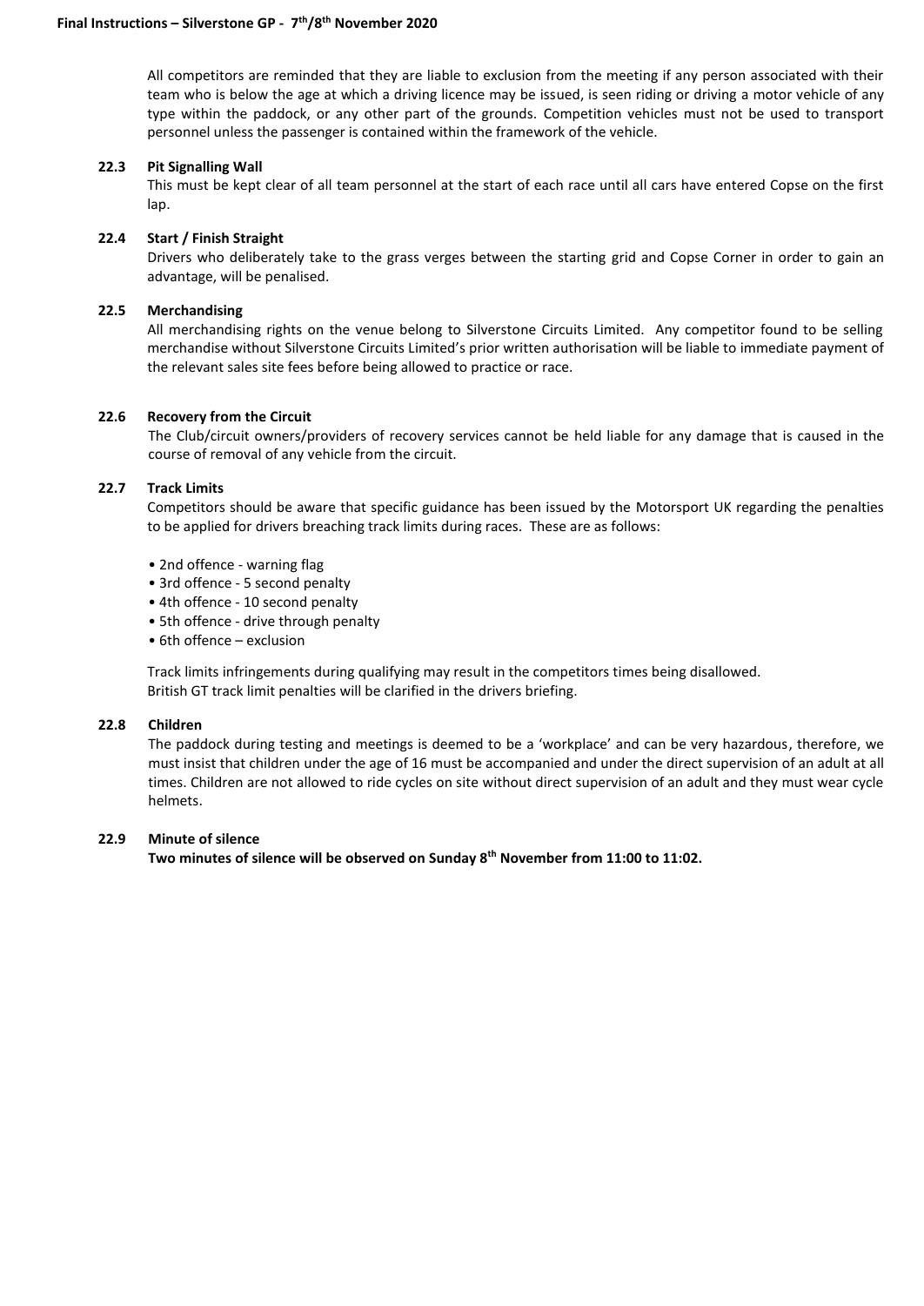All competitors are reminded that they are liable to exclusion from the meeting if any person associated with their team who is below the age at which a driving licence may be issued, is seen riding or driving a motor vehicle of any type within the paddock, or any other part of the grounds. Competition vehicles must not be used to transport personnel unless the passenger is contained within the framework of the vehicle.

### 22.3 Pit Signalling Wall

This must be kept clear of all team personnel at the start of each race until all cars have entered Copse on the first lap.

### 22.4 Start / Finish Straight

Drivers who deliberately take to the grass verges between the starting grid and Copse Corner in order to gain an advantage, will be penalised.

### 22.5 Merchandising

All merchandising rights on the venue belong to Silverstone Circuits Limited. Any competitor found to be selling merchandise without Silverstone Circuits Limited's prior written authorisation will be liable to immediate payment of the relevant sales site fees before being allowed to practice or race.

### 22.6 Recovery from the Circuit

The Club/circuit owners/providers of recovery services cannot be held liable for any damage that is caused in the course of removal of any vehicle from the circuit.

### 22.7 Track Limits

Competitors should be aware that specific guidance has been issued by the Motorsport UK regarding the penalties to be applied for drivers breaching track limits during races. These are as follows:

- 2nd offence - warning flag
- 3rd offence - 5 second penalty
- 4th offence - 10 second penalty
- 5th offence - drive through penalty
- 6th offence – exclusion

Track limits infringements during qualifying may result in the competitors times being disallowed.
British GT track limit penalties will be clarified in the drivers briefing.

### 22.8 Children

The paddock during testing and meetings is deemed to be a 'workplace' and can be very hazardous, therefore, we must insist that children under the age of 16 must be accompanied and under the direct supervision of an adult at all times. Children are not allowed to ride cycles on site without direct supervision of an adult and they must wear cycle helmets.

### 22.9 Minute of silence

**Two minutes of silence will be observed on Sunday 8th November from 11:00 to 11:02.**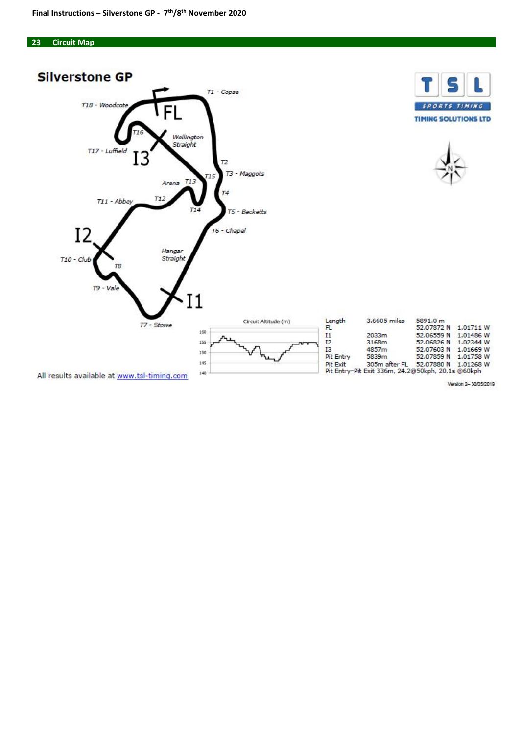## 23 Circuit Map

### Silverstone GP

All results available at www.tsl-timing.com

| | | | | |
|---|---|---|---|---|
| Length | 3.6605 miles | 5891.0 m | | |
| FL | | 52.07872 N | 1.01711 W | |
| I1 | 2033m | 52.06559 N | 1.01486 W | |
| I2 | 3168m | 52.06826 N | 1.02344 W | |
| I3 | 4857m | 52.07603 N | 1.01669 W | |
| Pit Entry | 5839m | 52.07859 N | 1.01758 W | |
| Pit Exit | 305m after FL | 52.07880 N | 1.01268 W | |

Pit Entry–Pit Exit 336m, 24.2@50kph, 20.1s @60kph

Version 2– 30/05/2019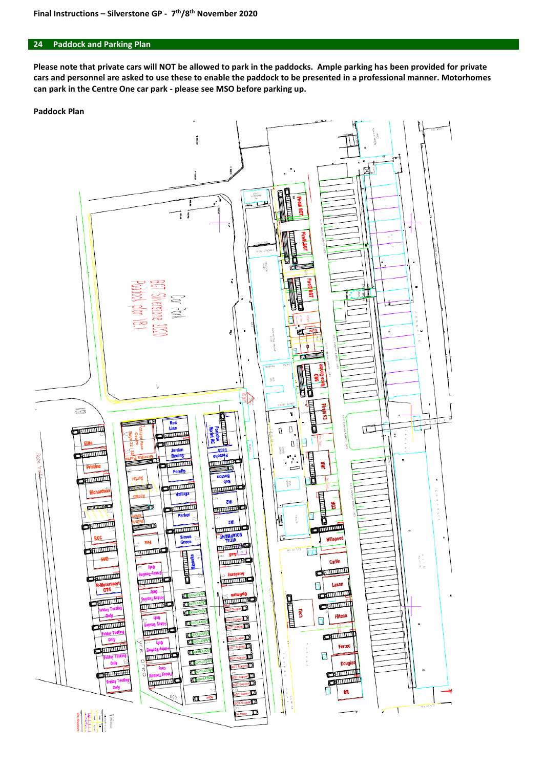## 24 Paddock and Parking Plan

**Please note that private cars will NOT be allowed to park in the paddocks. Ample parking has been provided for private cars and personnel are asked to use these to enable the paddock to be presented in a professional manner. Motorhomes can park in the Centre One car park - please see MSO before parking up.**

**Paddock Plan**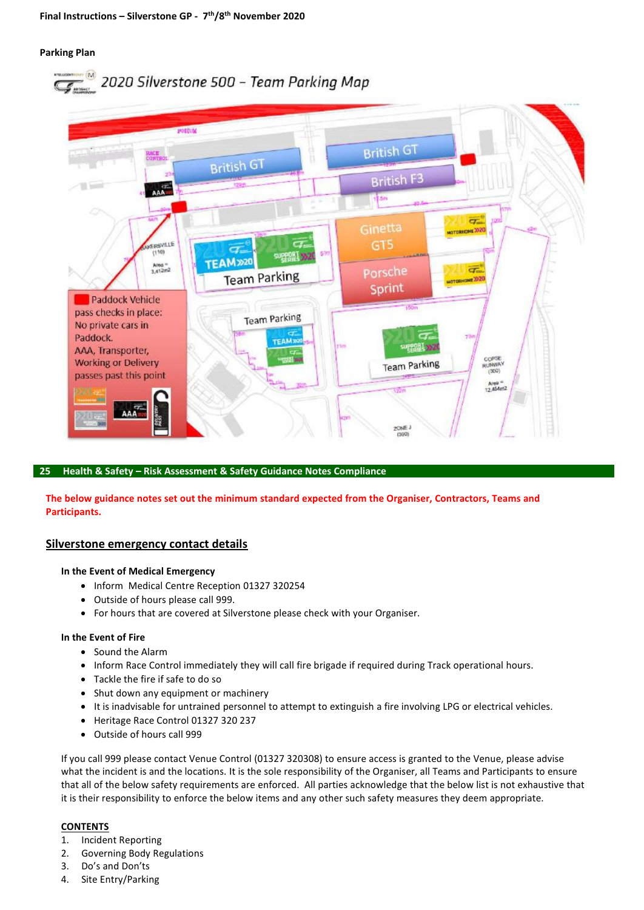**Final Instructions – Silverstone GP - 7th/8th November 2020**

**Parking Plan**

2020 Silverstone 500 – Team Parking Map

Paddock Vehicle pass checks in place: No private cars in Paddock. AAA, Transporter, Working or Delivery passes past this point

## 25 Health & Safety – Risk Assessment & Safety Guidance Notes Compliance

**The below guidance notes set out the minimum standard expected from the Organiser, Contractors, Teams and Participants.**

## Silverstone emergency contact details

**In the Event of Medical Emergency**

- Inform Medical Centre Reception 01327 320254
- Outside of hours please call 999.
- For hours that are covered at Silverstone please check with your Organiser.

**In the Event of Fire**

- Sound the Alarm
- Inform Race Control immediately they will call fire brigade if required during Track operational hours.
- Tackle the fire if safe to do so
- Shut down any equipment or machinery
- It is inadvisable for untrained personnel to attempt to extinguish a fire involving LPG or electrical vehicles.
- Heritage Race Control 01327 320 237
- Outside of hours call 999

If you call 999 please contact Venue Control (01327 320308) to ensure access is granted to the Venue, please advise what the incident is and the locations. It is the sole responsibility of the Organiser, all Teams and Participants to ensure that all of the below safety requirements are enforced. All parties acknowledge that the below list is not exhaustive that it is their responsibility to enforce the below items and any other such safety measures they deem appropriate.

**CONTENTS**

1. Incident Reporting
2. Governing Body Regulations
3. Do's and Don'ts
4. Site Entry/Parking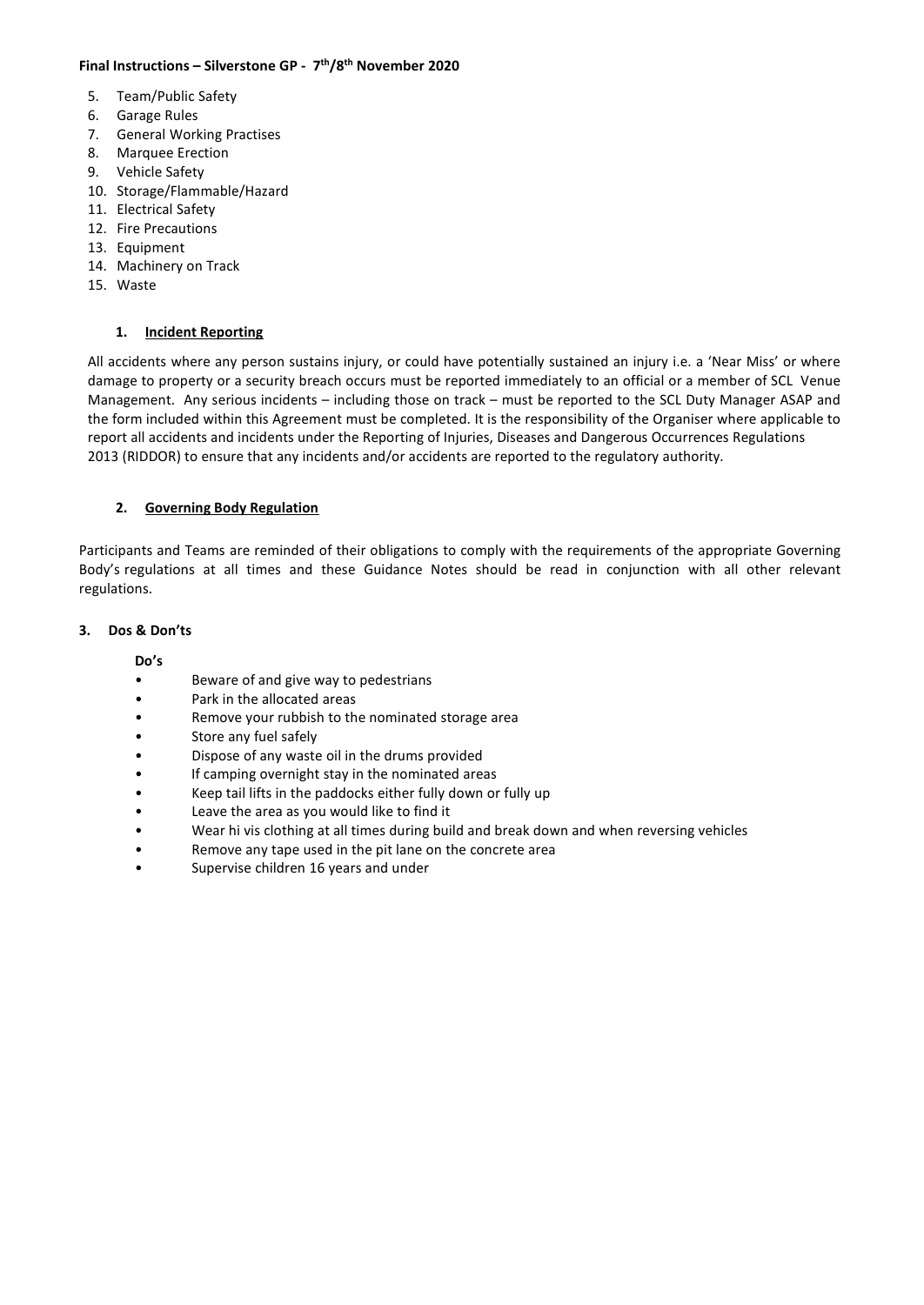**Final Instructions – Silverstone GP - 7th/8th November 2020**

5. Team/Public Safety
6. Garage Rules
7. General Working Practises
8. Marquee Erection
9. Vehicle Safety
10. Storage/Flammable/Hazard
11. Electrical Safety
12. Fire Precautions
13. Equipment
14. Machinery on Track
15. Waste

## 1. Incident Reporting

All accidents where any person sustains injury, or could have potentially sustained an injury i.e. a 'Near Miss' or where damage to property or a security breach occurs must be reported immediately to an official or a member of SCL Venue Management. Any serious incidents – including those on track – must be reported to the SCL Duty Manager ASAP and the form included within this Agreement must be completed. It is the responsibility of the Organiser where applicable to report all accidents and incidents under the Reporting of Injuries, Diseases and Dangerous Occurrences Regulations 2013 (RIDDOR) to ensure that any incidents and/or accidents are reported to the regulatory authority.

## 2. Governing Body Regulation

Participants and Teams are reminded of their obligations to comply with the requirements of the appropriate Governing Body's regulations at all times and these Guidance Notes should be read in conjunction with all other relevant regulations.

## 3. Dos & Don'ts

**Do's**

- Beware of and give way to pedestrians
- Park in the allocated areas
- Remove your rubbish to the nominated storage area
- Store any fuel safely
- Dispose of any waste oil in the drums provided
- If camping overnight stay in the nominated areas
- Keep tail lifts in the paddocks either fully down or fully up
- Leave the area as you would like to find it
- Wear hi vis clothing at all times during build and break down and when reversing vehicles
- Remove any tape used in the pit lane on the concrete area
- Supervise children 16 years and under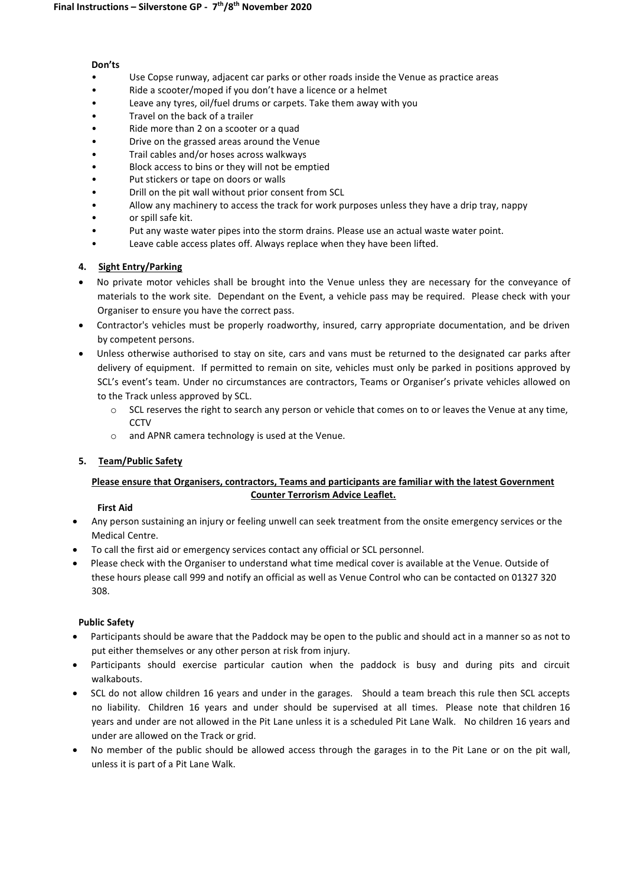**Don'ts**

- Use Copse runway, adjacent car parks or other roads inside the Venue as practice areas
- Ride a scooter/moped if you don't have a licence or a helmet
- Leave any tyres, oil/fuel drums or carpets. Take them away with you
- Travel on the back of a trailer
- Ride more than 2 on a scooter or a quad
- Drive on the grassed areas around the Venue
- Trail cables and/or hoses across walkways
- Block access to bins or they will not be emptied
- Put stickers or tape on doors or walls
- Drill on the pit wall without prior consent from SCL
- Allow any machinery to access the track for work purposes unless they have a drip tray, nappy
- or spill safe kit.
- Put any waste water pipes into the storm drains. Please use an actual waste water point.
- Leave cable access plates off. Always replace when they have been lifted.

## 4. Sight Entry/Parking

- No private motor vehicles shall be brought into the Venue unless they are necessary for the conveyance of materials to the work site. Dependant on the Event, a vehicle pass may be required. Please check with your Organiser to ensure you have the correct pass.
- Contractor's vehicles must be properly roadworthy, insured, carry appropriate documentation, and be driven by competent persons.
- Unless otherwise authorised to stay on site, cars and vans must be returned to the designated car parks after delivery of equipment. If permitted to remain on site, vehicles must only be parked in positions approved by SCL's event's team. Under no circumstances are contractors, Teams or Organiser's private vehicles allowed on to the Track unless approved by SCL.
    - SCL reserves the right to search any person or vehicle that comes on to or leaves the Venue at any time, CCTV
    - and APNR camera technology is used at the Venue.

## 5. Team/Public Safety

**Please ensure that Organisers, contractors, Teams and participants are familiar with the latest Government Counter Terrorism Advice Leaflet.**

**First Aid**

- Any person sustaining an injury or feeling unwell can seek treatment from the onsite emergency services or the Medical Centre.
- To call the first aid or emergency services contact any official or SCL personnel.
- Please check with the Organiser to understand what time medical cover is available at the Venue. Outside of these hours please call 999 and notify an official as well as Venue Control who can be contacted on 01327 320 308.

**Public Safety**

- Participants should be aware that the Paddock may be open to the public and should act in a manner so as not to put either themselves or any other person at risk from injury.
- Participants should exercise particular caution when the paddock is busy and during pits and circuit walkabouts.
- SCL do not allow children 16 years and under in the garages. Should a team breach this rule then SCL accepts no liability. Children 16 years and under should be supervised at all times. Please note that children 16 years and under are not allowed in the Pit Lane unless it is a scheduled Pit Lane Walk. No children 16 years and under are allowed on the Track or grid.
- No member of the public should be allowed access through the garages in to the Pit Lane or on the pit wall, unless it is part of a Pit Lane Walk.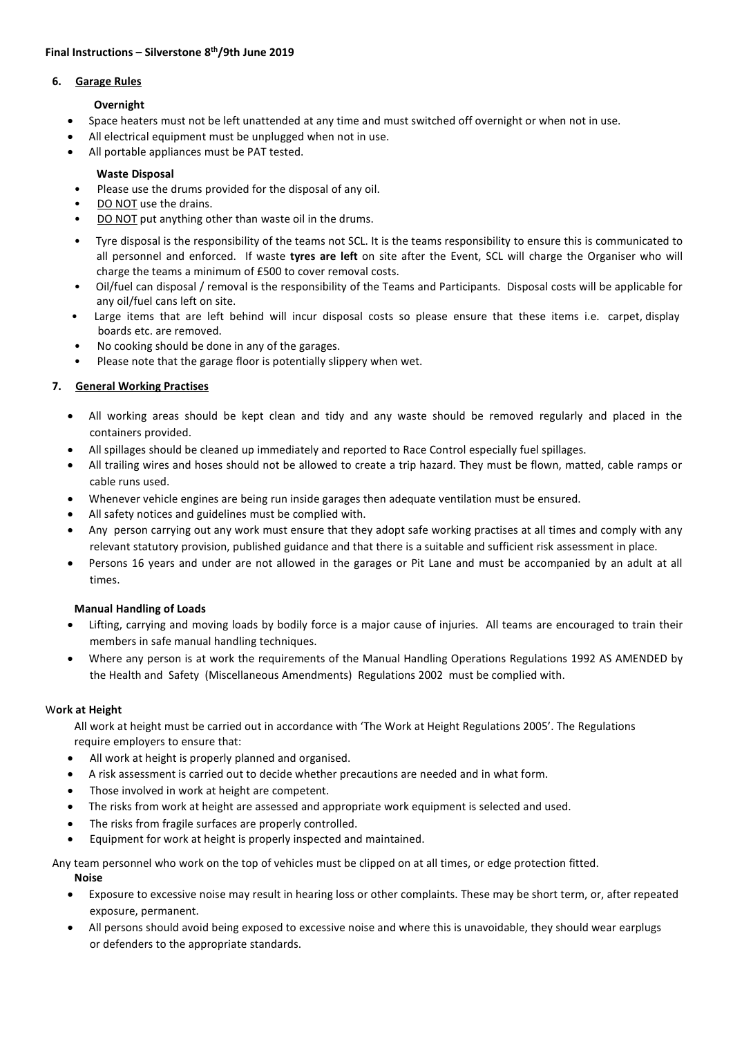**Final Instructions – Silverstone 8th/9th June 2019**

## 6. Garage Rules

### Overnight

- Space heaters must not be left unattended at any time and must switched off overnight or when not in use.
- All electrical equipment must be unplugged when not in use.
- All portable appliances must be PAT tested.

### Waste Disposal

- Please use the drums provided for the disposal of any oil.
- DO NOT use the drains.
- DO NOT put anything other than waste oil in the drums.
- Tyre disposal is the responsibility of the teams not SCL. It is the teams responsibility to ensure this is communicated to all personnel and enforced. If waste **tyres are left** on site after the Event, SCL will charge the Organiser who will charge the teams a minimum of £500 to cover removal costs.
- Oil/fuel can disposal / removal is the responsibility of the Teams and Participants. Disposal costs will be applicable for any oil/fuel cans left on site.
- Large items that are left behind will incur disposal costs so please ensure that these items i.e. carpet, display boards etc. are removed.
- No cooking should be done in any of the garages.
- Please note that the garage floor is potentially slippery when wet.

## 7. General Working Practises

- All working areas should be kept clean and tidy and any waste should be removed regularly and placed in the containers provided.
- All spillages should be cleaned up immediately and reported to Race Control especially fuel spillages.
- All trailing wires and hoses should not be allowed to create a trip hazard. They must be flown, matted, cable ramps or cable runs used.
- Whenever vehicle engines are being run inside garages then adequate ventilation must be ensured.
- All safety notices and guidelines must be complied with.
- Any person carrying out any work must ensure that they adopt safe working practises at all times and comply with any relevant statutory provision, published guidance and that there is a suitable and sufficient risk assessment in place.
- Persons 16 years and under are not allowed in the garages or Pit Lane and must be accompanied by an adult at all times.

### Manual Handling of Loads

- Lifting, carrying and moving loads by bodily force is a major cause of injuries. All teams are encouraged to train their members in safe manual handling techniques.
- Where any person is at work the requirements of the Manual Handling Operations Regulations 1992 AS AMENDED by the Health and Safety (Miscellaneous Amendments) Regulations 2002 must be complied with.

### Work at Height

All work at height must be carried out in accordance with 'The Work at Height Regulations 2005'. The Regulations require employers to ensure that:

- All work at height is properly planned and organised.
- A risk assessment is carried out to decide whether precautions are needed and in what form.
- Those involved in work at height are competent.
- The risks from work at height are assessed and appropriate work equipment is selected and used.
- The risks from fragile surfaces are properly controlled.
- Equipment for work at height is properly inspected and maintained.

Any team personnel who work on the top of vehicles must be clipped on at all times, or edge protection fitted.

### Noise

- Exposure to excessive noise may result in hearing loss or other complaints. These may be short term, or, after repeated exposure, permanent.
- All persons should avoid being exposed to excessive noise and where this is unavoidable, they should wear earplugs or defenders to the appropriate standards.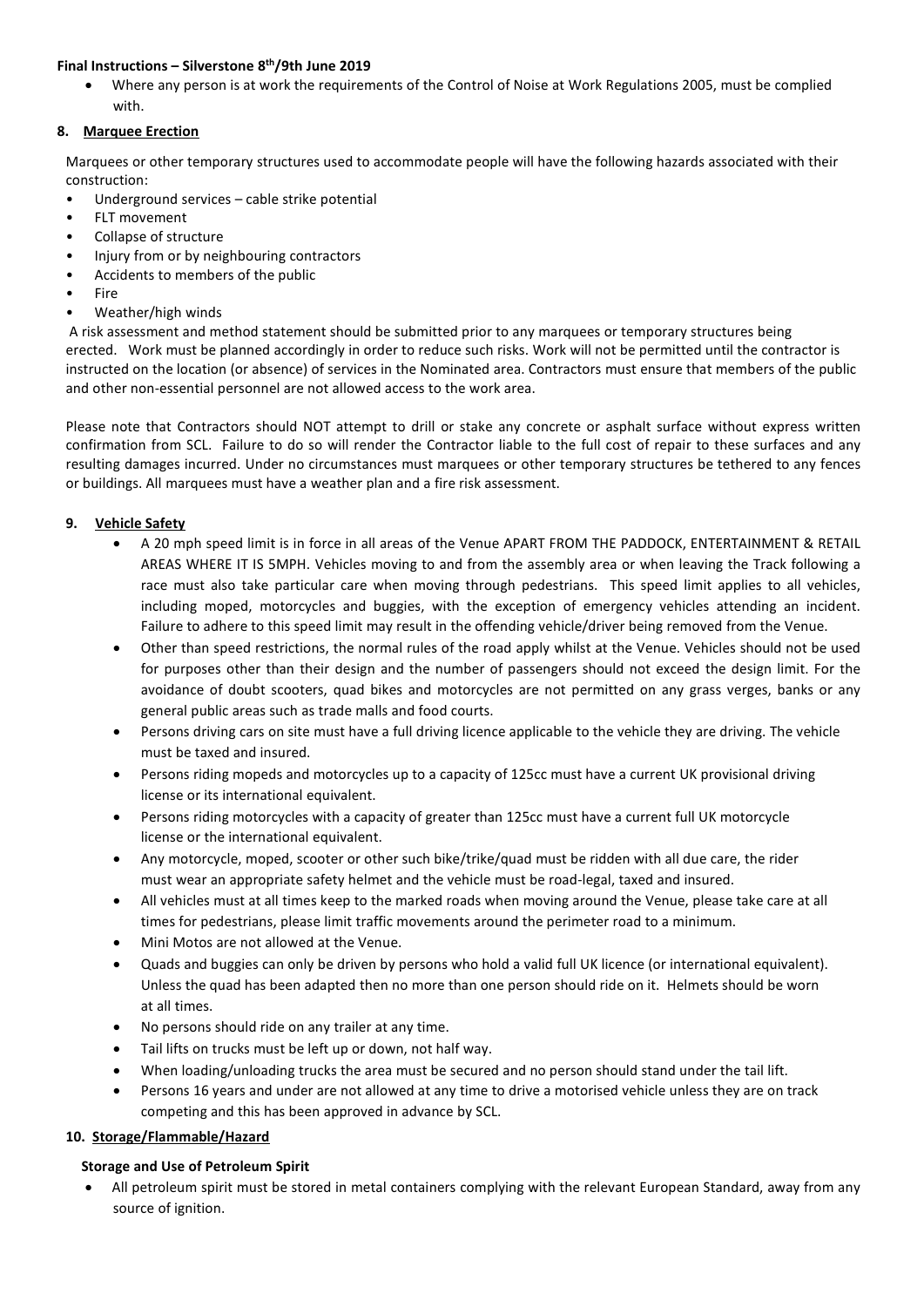- Where any person is at work the requirements of the Control of Noise at Work Regulations 2005, must be complied with.

## 8. Marquee Erection

Marquees or other temporary structures used to accommodate people will have the following hazards associated with their construction:

- Underground services – cable strike potential
- FLT movement
- Collapse of structure
- Injury from or by neighbouring contractors
- Accidents to members of the public
- Fire
- Weather/high winds

A risk assessment and method statement should be submitted prior to any marquees or temporary structures being erected. Work must be planned accordingly in order to reduce such risks. Work will not be permitted until the contractor is instructed on the location (or absence) of services in the Nominated area. Contractors must ensure that members of the public and other non-essential personnel are not allowed access to the work area.

Please note that Contractors should NOT attempt to drill or stake any concrete or asphalt surface without express written confirmation from SCL. Failure to do so will render the Contractor liable to the full cost of repair to these surfaces and any resulting damages incurred. Under no circumstances must marquees or other temporary structures be tethered to any fences or buildings. All marquees must have a weather plan and a fire risk assessment.

## 9. Vehicle Safety

- A 20 mph speed limit is in force in all areas of the Venue APART FROM THE PADDOCK, ENTERTAINMENT & RETAIL AREAS WHERE IT IS 5MPH. Vehicles moving to and from the assembly area or when leaving the Track following a race must also take particular care when moving through pedestrians. This speed limit applies to all vehicles, including moped, motorcycles and buggies, with the exception of emergency vehicles attending an incident. Failure to adhere to this speed limit may result in the offending vehicle/driver being removed from the Venue.
- Other than speed restrictions, the normal rules of the road apply whilst at the Venue. Vehicles should not be used for purposes other than their design and the number of passengers should not exceed the design limit. For the avoidance of doubt scooters, quad bikes and motorcycles are not permitted on any grass verges, banks or any general public areas such as trade malls and food courts.
- Persons driving cars on site must have a full driving licence applicable to the vehicle they are driving. The vehicle must be taxed and insured.
- Persons riding mopeds and motorcycles up to a capacity of 125cc must have a current UK provisional driving license or its international equivalent.
- Persons riding motorcycles with a capacity of greater than 125cc must have a current full UK motorcycle license or the international equivalent.
- Any motorcycle, moped, scooter or other such bike/trike/quad must be ridden with all due care, the rider must wear an appropriate safety helmet and the vehicle must be road-legal, taxed and insured.
- All vehicles must at all times keep to the marked roads when moving around the Venue, please take care at all times for pedestrians, please limit traffic movements around the perimeter road to a minimum.
- Mini Motos are not allowed at the Venue.
- Quads and buggies can only be driven by persons who hold a valid full UK licence (or international equivalent). Unless the quad has been adapted then no more than one person should ride on it. Helmets should be worn at all times.
- No persons should ride on any trailer at any time.
- Tail lifts on trucks must be left up or down, not half way.
- When loading/unloading trucks the area must be secured and no person should stand under the tail lift.
- Persons 16 years and under are not allowed at any time to drive a motorised vehicle unless they are on track competing and this has been approved in advance by SCL.

## 10. Storage/Flammable/Hazard

### Storage and Use of Petroleum Spirit

- All petroleum spirit must be stored in metal containers complying with the relevant European Standard, away from any source of ignition.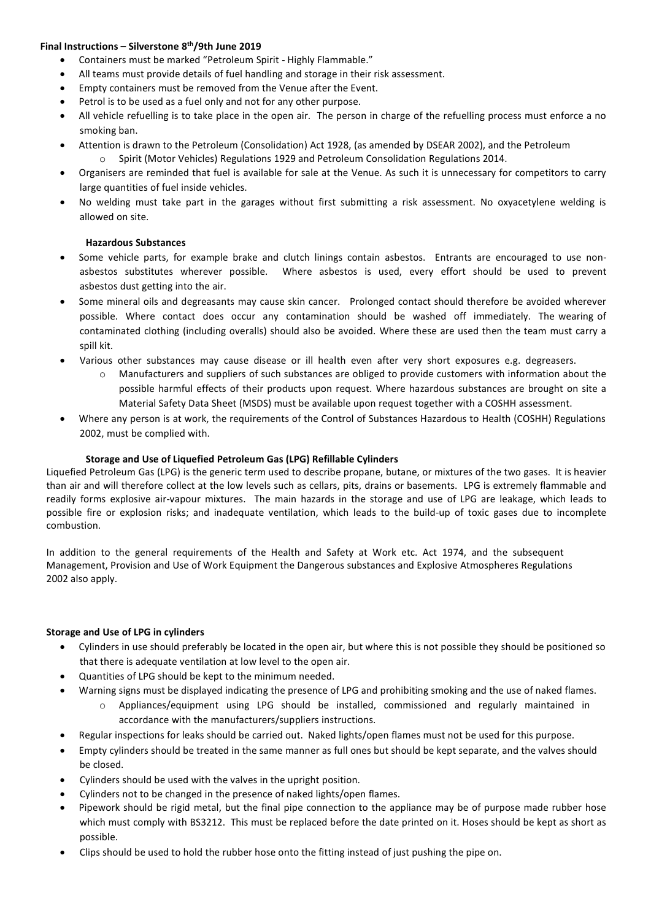**Final Instructions – Silverstone 8th/9th June 2019**

- Containers must be marked "Petroleum Spirit - Highly Flammable."
- All teams must provide details of fuel handling and storage in their risk assessment.
- Empty containers must be removed from the Venue after the Event.
- Petrol is to be used as a fuel only and not for any other purpose.
- All vehicle refuelling is to take place in the open air. The person in charge of the refuelling process must enforce a no smoking ban.
- Attention is drawn to the Petroleum (Consolidation) Act 1928, (as amended by DSEAR 2002), and the Petroleum
  - Spirit (Motor Vehicles) Regulations 1929 and Petroleum Consolidation Regulations 2014.
- Organisers are reminded that fuel is available for sale at the Venue. As such it is unnecessary for competitors to carry large quantities of fuel inside vehicles.
- No welding must take part in the garages without first submitting a risk assessment. No oxyacetylene welding is allowed on site.

**Hazardous Substances**

- Some vehicle parts, for example brake and clutch linings contain asbestos. Entrants are encouraged to use non-asbestos substitutes wherever possible. Where asbestos is used, every effort should be used to prevent asbestos dust getting into the air.
- Some mineral oils and degreasants may cause skin cancer. Prolonged contact should therefore be avoided wherever possible. Where contact does occur any contamination should be washed off immediately. The wearing of contaminated clothing (including overalls) should also be avoided. Where these are used then the team must carry a spill kit.
- Various other substances may cause disease or ill health even after very short exposures e.g. degreasers.
  - Manufacturers and suppliers of such substances are obliged to provide customers with information about the possible harmful effects of their products upon request. Where hazardous substances are brought on site a Material Safety Data Sheet (MSDS) must be available upon request together with a COSHH assessment.
- Where any person is at work, the requirements of the Control of Substances Hazardous to Health (COSHH) Regulations 2002, must be complied with.

**Storage and Use of Liquefied Petroleum Gas (LPG) Refillable Cylinders**

Liquefied Petroleum Gas (LPG) is the generic term used to describe propane, butane, or mixtures of the two gases. It is heavier than air and will therefore collect at the low levels such as cellars, pits, drains or basements. LPG is extremely flammable and readily forms explosive air-vapour mixtures. The main hazards in the storage and use of LPG are leakage, which leads to possible fire or explosion risks; and inadequate ventilation, which leads to the build-up of toxic gases due to incomplete combustion.

In addition to the general requirements of the Health and Safety at Work etc. Act 1974, and the subsequent Management, Provision and Use of Work Equipment the Dangerous substances and Explosive Atmospheres Regulations 2002 also apply.

**Storage and Use of LPG in cylinders**

- Cylinders in use should preferably be located in the open air, but where this is not possible they should be positioned so that there is adequate ventilation at low level to the open air.
- Quantities of LPG should be kept to the minimum needed.
- Warning signs must be displayed indicating the presence of LPG and prohibiting smoking and the use of naked flames.
  - Appliances/equipment using LPG should be installed, commissioned and regularly maintained in accordance with the manufacturers/suppliers instructions.
- Regular inspections for leaks should be carried out. Naked lights/open flames must not be used for this purpose.
- Empty cylinders should be treated in the same manner as full ones but should be kept separate, and the valves should be closed.
- Cylinders should be used with the valves in the upright position.
- Cylinders not to be changed in the presence of naked lights/open flames.
- Pipework should be rigid metal, but the final pipe connection to the appliance may be of purpose made rubber hose which must comply with BS3212. This must be replaced before the date printed on it. Hoses should be kept as short as possible.
- Clips should be used to hold the rubber hose onto the fitting instead of just pushing the pipe on.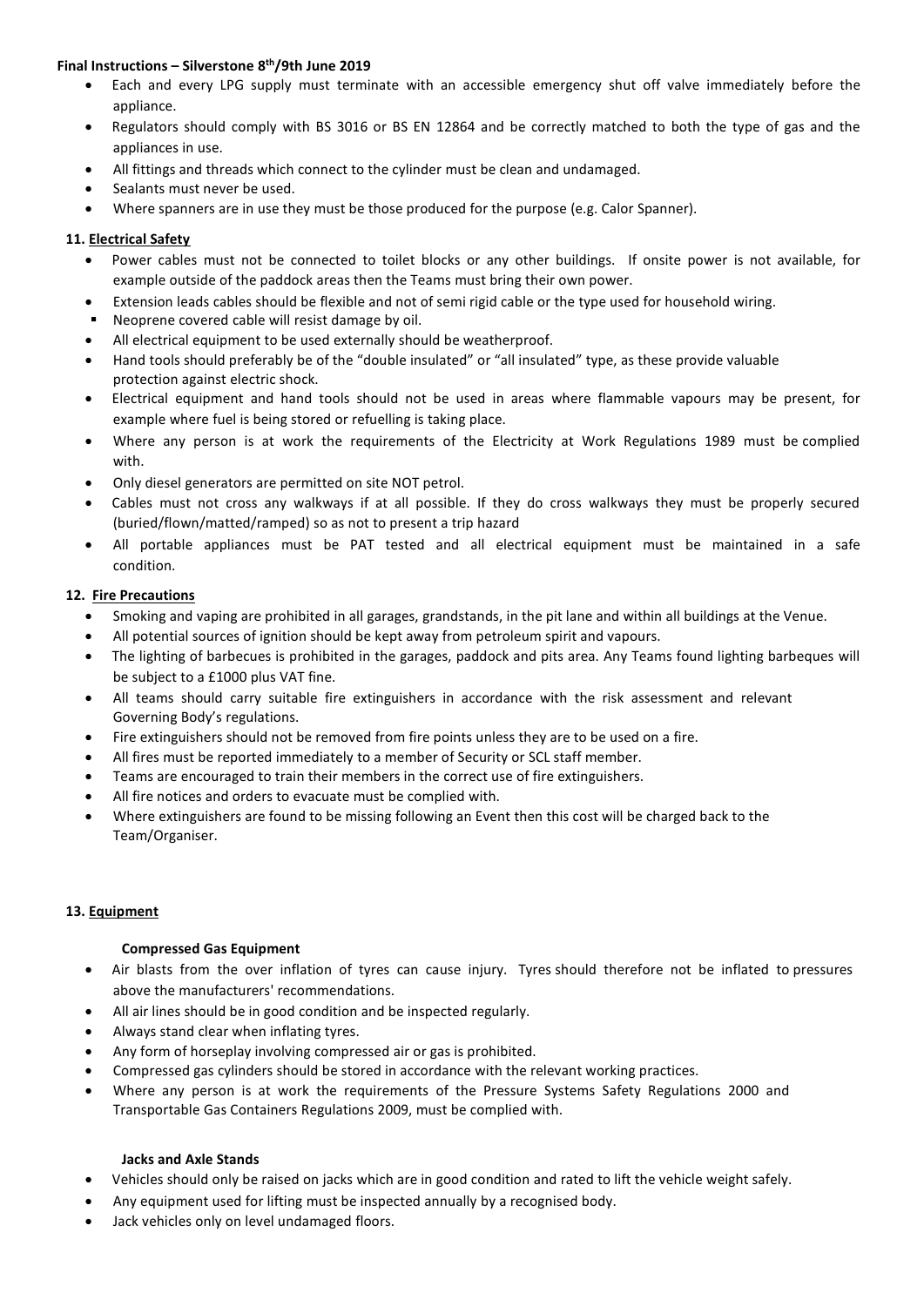**Final Instructions – Silverstone 8th/9th June 2019**

- Each and every LPG supply must terminate with an accessible emergency shut off valve immediately before the appliance.
- Regulators should comply with BS 3016 or BS EN 12864 and be correctly matched to both the type of gas and the appliances in use.
- All fittings and threads which connect to the cylinder must be clean and undamaged.
- Sealants must never be used.
- Where spanners are in use they must be those produced for the purpose (e.g. Calor Spanner).

## 11. Electrical Safety

- Power cables must not be connected to toilet blocks or any other buildings. If onsite power is not available, for example outside of the paddock areas then the Teams must bring their own power.
- Extension leads cables should be flexible and not of semi rigid cable or the type used for household wiring.
- Neoprene covered cable will resist damage by oil.
- All electrical equipment to be used externally should be weatherproof.
- Hand tools should preferably be of the "double insulated" or "all insulated" type, as these provide valuable protection against electric shock.
- Electrical equipment and hand tools should not be used in areas where flammable vapours may be present, for example where fuel is being stored or refuelling is taking place.
- Where any person is at work the requirements of the Electricity at Work Regulations 1989 must be complied with.
- Only diesel generators are permitted on site NOT petrol.
- Cables must not cross any walkways if at all possible. If they do cross walkways they must be properly secured (buried/flown/matted/ramped) so as not to present a trip hazard
- All portable appliances must be PAT tested and all electrical equipment must be maintained in a safe condition.

## 12. Fire Precautions

- Smoking and vaping are prohibited in all garages, grandstands, in the pit lane and within all buildings at the Venue.
- All potential sources of ignition should be kept away from petroleum spirit and vapours.
- The lighting of barbecues is prohibited in the garages, paddock and pits area. Any Teams found lighting barbeques will be subject to a £1000 plus VAT fine.
- All teams should carry suitable fire extinguishers in accordance with the risk assessment and relevant Governing Body's regulations.
- Fire extinguishers should not be removed from fire points unless they are to be used on a fire.
- All fires must be reported immediately to a member of Security or SCL staff member.
- Teams are encouraged to train their members in the correct use of fire extinguishers.
- All fire notices and orders to evacuate must be complied with.
- Where extinguishers are found to be missing following an Event then this cost will be charged back to the Team/Organiser.

## 13. Equipment

### Compressed Gas Equipment

- Air blasts from the over inflation of tyres can cause injury. Tyres should therefore not be inflated to pressures above the manufacturers' recommendations.
- All air lines should be in good condition and be inspected regularly.
- Always stand clear when inflating tyres.
- Any form of horseplay involving compressed air or gas is prohibited.
- Compressed gas cylinders should be stored in accordance with the relevant working practices.
- Where any person is at work the requirements of the Pressure Systems Safety Regulations 2000 and Transportable Gas Containers Regulations 2009, must be complied with.

### Jacks and Axle Stands

- Vehicles should only be raised on jacks which are in good condition and rated to lift the vehicle weight safely.
- Any equipment used for lifting must be inspected annually by a recognised body.
- Jack vehicles only on level undamaged floors.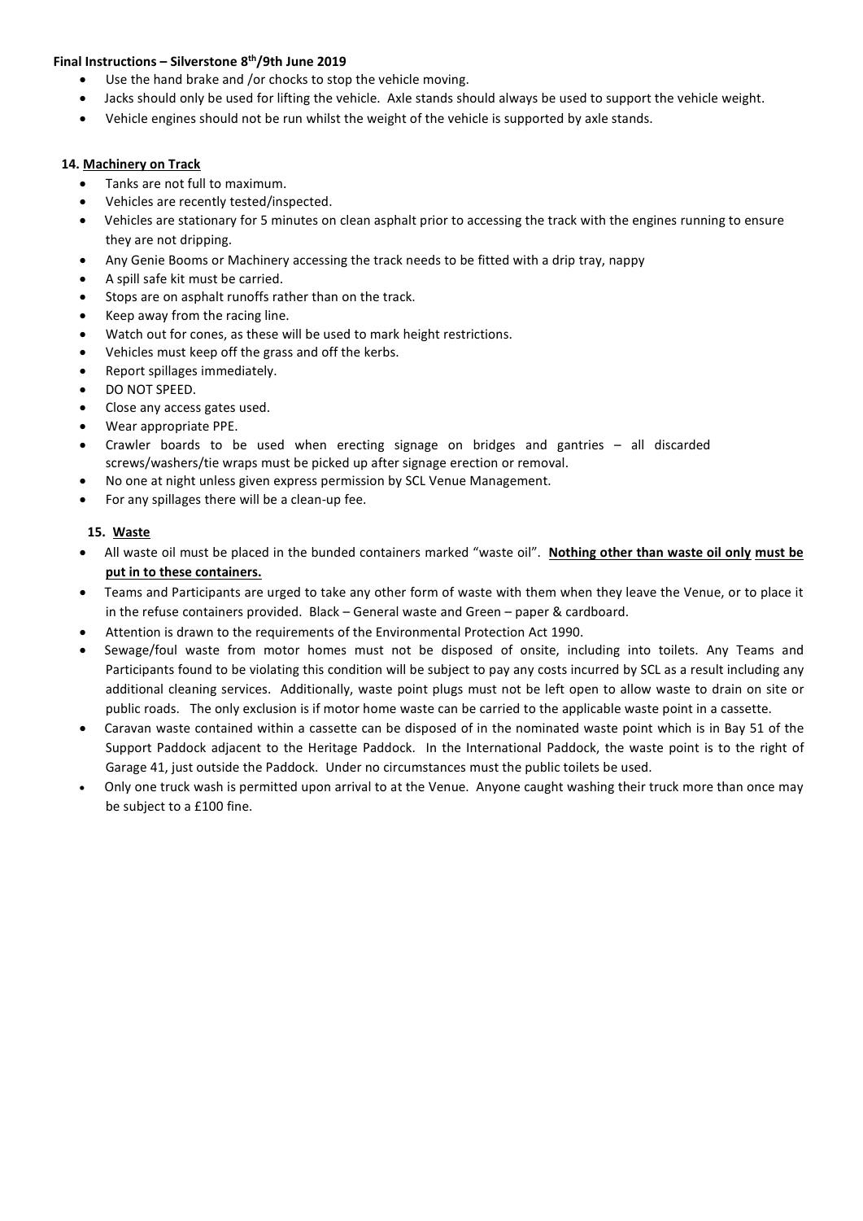**Final Instructions – Silverstone 8th/9th June 2019**

- Use the hand brake and /or chocks to stop the vehicle moving.
- Jacks should only be used for lifting the vehicle. Axle stands should always be used to support the vehicle weight.
- Vehicle engines should not be run whilst the weight of the vehicle is supported by axle stands.

**14. Machinery on Track**

- Tanks are not full to maximum.
- Vehicles are recently tested/inspected.
- Vehicles are stationary for 5 minutes on clean asphalt prior to accessing the track with the engines running to ensure they are not dripping.
- Any Genie Booms or Machinery accessing the track needs to be fitted with a drip tray, nappy
- A spill safe kit must be carried.
- Stops are on asphalt runoffs rather than on the track.
- Keep away from the racing line.
- Watch out for cones, as these will be used to mark height restrictions.
- Vehicles must keep off the grass and off the kerbs.
- Report spillages immediately.
- DO NOT SPEED.
- Close any access gates used.
- Wear appropriate PPE.
- Crawler boards to be used when erecting signage on bridges and gantries – all discarded screws/washers/tie wraps must be picked up after signage erection or removal.
- No one at night unless given express permission by SCL Venue Management.
- For any spillages there will be a clean-up fee.

**15. Waste**

- All waste oil must be placed in the bunded containers marked "waste oil". **Nothing other than waste oil only must be put in to these containers.**
- Teams and Participants are urged to take any other form of waste with them when they leave the Venue, or to place it in the refuse containers provided. Black – General waste and Green – paper & cardboard.
- Attention is drawn to the requirements of the Environmental Protection Act 1990.
- Sewage/foul waste from motor homes must not be disposed of onsite, including into toilets. Any Teams and Participants found to be violating this condition will be subject to pay any costs incurred by SCL as a result including any additional cleaning services. Additionally, waste point plugs must not be left open to allow waste to drain on site or public roads. The only exclusion is if motor home waste can be carried to the applicable waste point in a cassette.
- Caravan waste contained within a cassette can be disposed of in the nominated waste point which is in Bay 51 of the Support Paddock adjacent to the Heritage Paddock. In the International Paddock, the waste point is to the right of Garage 41, just outside the Paddock. Under no circumstances must the public toilets be used.
- Only one truck wash is permitted upon arrival to at the Venue. Anyone caught washing their truck more than once may be subject to a £100 fine.